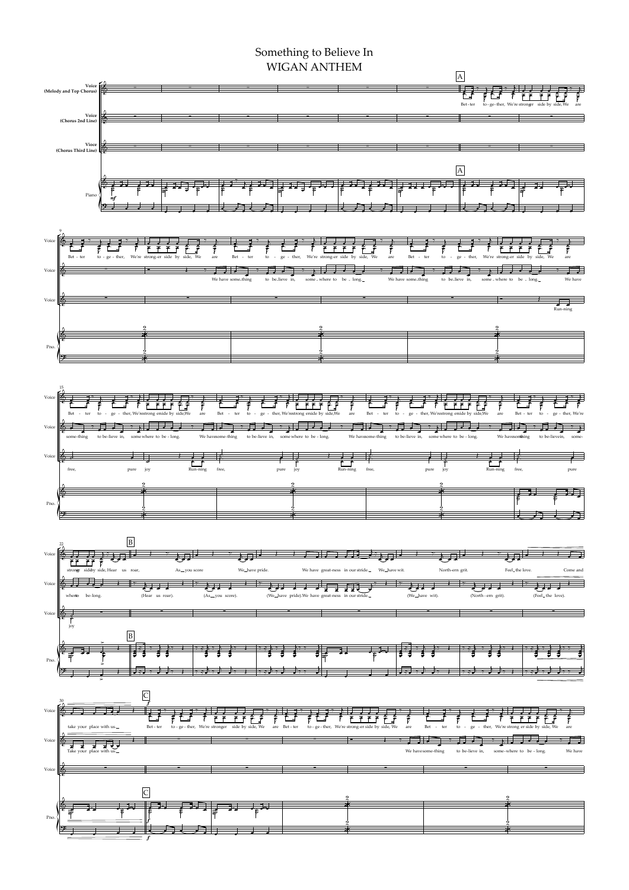# Something to Believe In
## WIGAN ANTHEM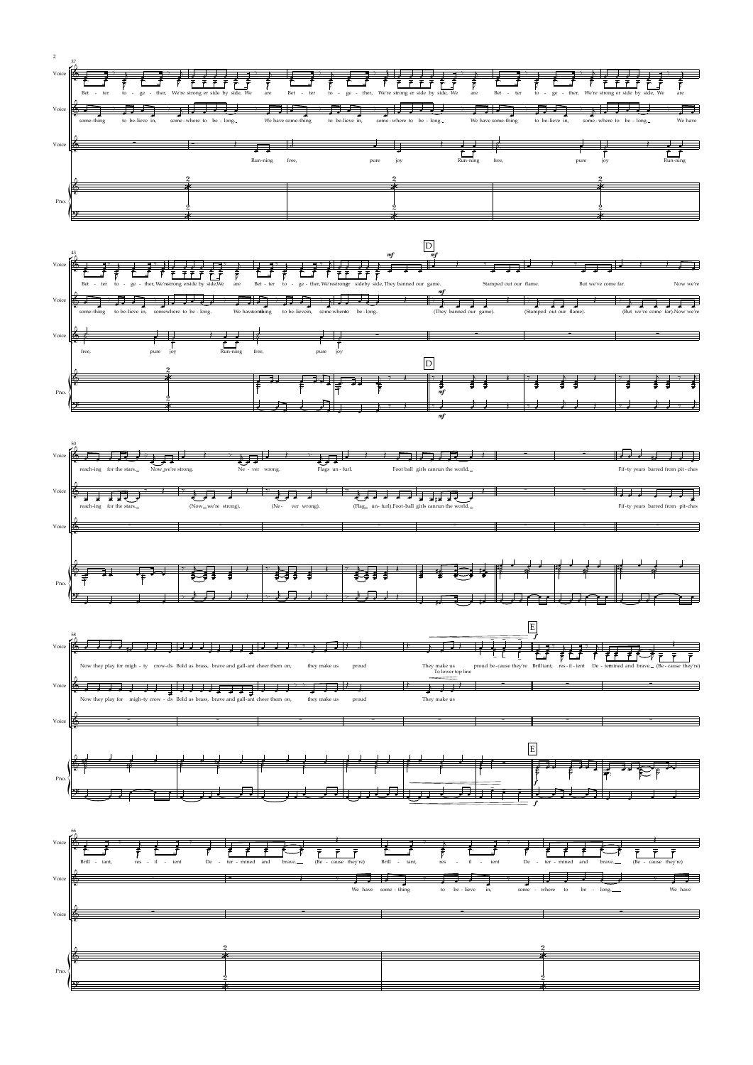**37**

Voice 1: Bet - ter to - ge - ther, We're strong er side by side, We are Bet - ter to - ge - ther, We're strong er side by side, We are Bet - ter to - ge - ther, We're strong er side by side, We are

Voice 2: some-thing to be-lieve in, some-where to be - long. We have some-thing to be-lieve in, some-where to be - long. We have some-thing to be-lieve in, some-where to be - long. We have

Voice 3: Run-ning free, pure joy Run-ning free, pure joy Run-ning

Pno.

**43**

Voice 1: Bet - ter to - ge - ther, We're strong er side by side, We are Bet - ter to - ge - ther, We're strong er side by side, They banned our game. Stamped out our flame. But we've come far. Now we're

Voice 2: some-thing to be-lieve in, some-where to be - long. We have some-thing to be-lieve in, some-where to be - long. (They banned our game). (Stamped out our flame). (But we've come far). Now we're

Voice 3: free, pure joy Run-ning free, pure joy

Pno.

**D**

*mf*

**50**

Voice 1: reach-ing for the stars. Now we're strong. Ne - ver wrong. Flags un - furl. Foot ball girls can run the world. Fif - ty years barred from pit - ches

Voice 2: reach-ing for the stars. (Now we're strong). (Ne - ver wrong). (Flag un - furl). Foot-ball girls can run the world. Fif - ty years barred from pit - ches

Pno.

**58**

Voice 1: Now they play for migh - ty crow - ds Bold as brass, brave and gall-ant cheer them on, they make us proud They make us proud be-cause they're Brill iant, res - il - ient De - ter mined and brave. (Be - cause they're)

To lower top line

Voice 2: Now they play for migh-ty crow - ds Bold as brass, brave and gall-ant cheer them on, they make us proud They make us

Pno.

**E**

*f*

**66**

Voice 1: Brill - iant, res - il - ient De - ter - mined and brave. (Be - cause they're) Brill - iant, res - il - ient De - ter - mined and brave. (Be - cause they're)

Voice 2: We have some - thing to be - lieve in, some - where to be - long. We have

Pno.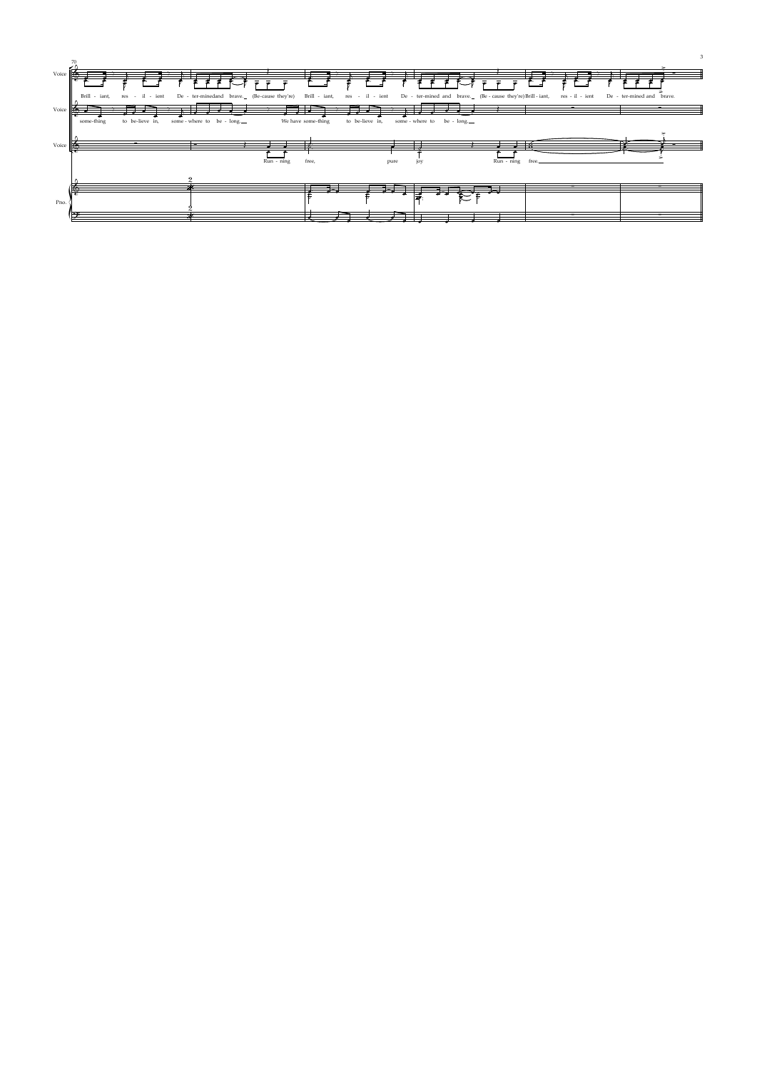70

Voice: Brill - iant, res - il - ient De - ter-minedand brave. (Be-cause they're) Brill - iant, res - il - ient De - ter-mined and brave. (Be - cause they're) Brill - iant, res - il - ient De - ter-mined and brave.

Voice: some-thing to be-lieve in, some - where to be - long. We have some-thing to be-lieve in, some - where to be - long.

Voice: Run - ning free, pure joy Run - ning free.

Pno.